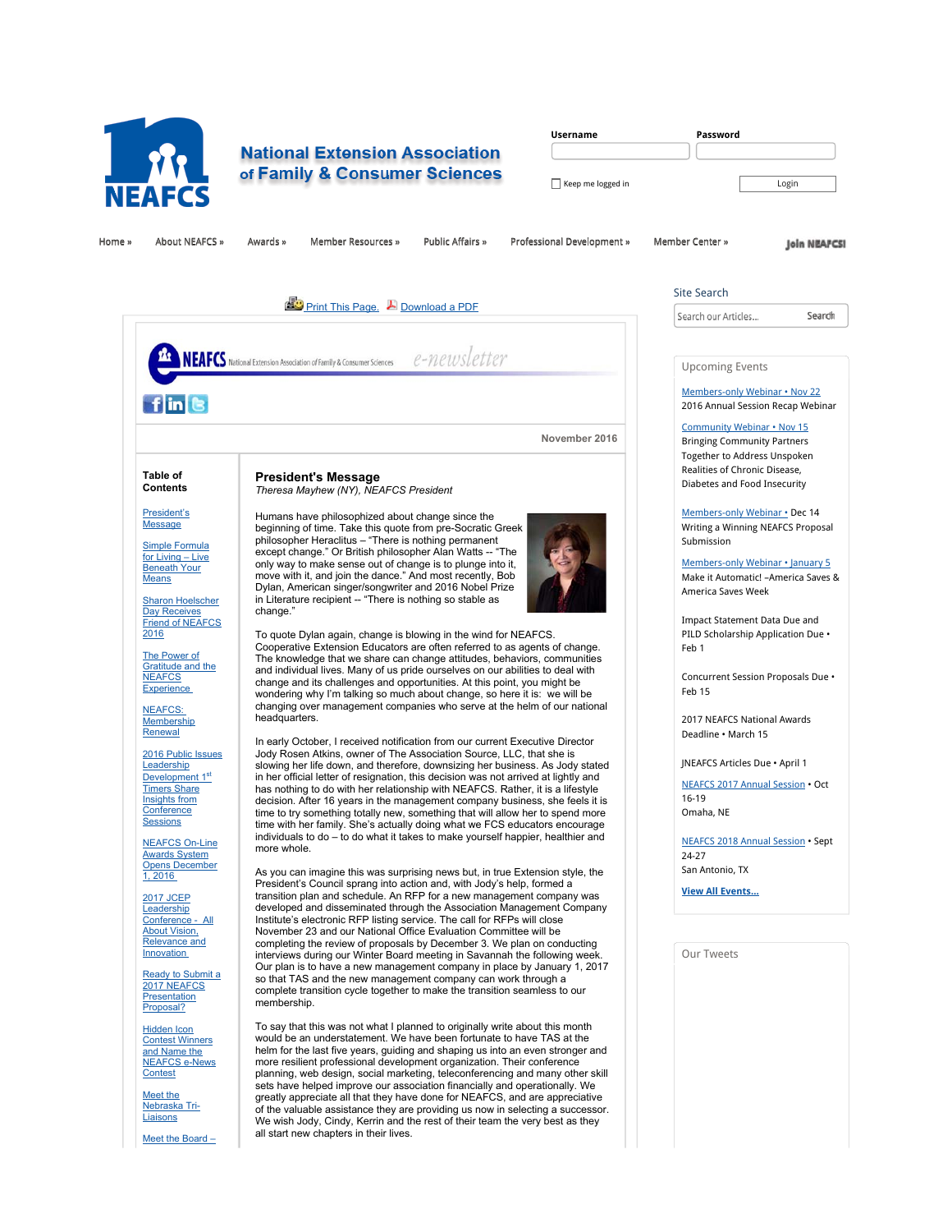# National Extension Association of Family & Consumer Sciences

NEAFCS

Username | Password

Keep me logged in | Login

Home » | About NEAFCS » | Awards » | Member Resources » | Public Affairs » | Professional Development » | Member Center » | Join NEAFCS!

Print This Page. Download a PDF

NEAFCS National Extension Association of Family & Consumer Sciences e-newsletter

November 2016

**Table of Contents**

- President's Message
- Simple Formula for Living – Live Beneath Your Means
- Sharon Hoelscher Day Receives Friend of NEAFCS 2016
- The Power of Gratitude and the NEAFCS Experience
- NEAFCS: Membership Renewal
- 2016 Public Issues Leadership Development 1st Timers Share Insights from Conference Sessions
- NEAFCS On-Line Awards System Opens December 1, 2016
- 2017 JCEP Leadership Conference - All About Vision, Relevance and Innovation
- Ready to Submit a 2017 NEAFCS Presentation Proposal?
- Hidden Icon Contest Winners and Name the NEAFCS e-News Contest
- Meet the Nebraska Tri-Liaisons
- Meet the Board –

## President's Message

*Theresa Mayhew (NY), NEAFCS President*

Humans have philosophized about change since the beginning of time. Take this quote from pre-Socratic Greek philosopher Heraclitus – "There is nothing permanent except change." Or British philosopher Alan Watts -- "The only way to make sense out of change is to plunge into it, move with it, and join the dance." And most recently, Bob Dylan, American singer/songwriter and 2016 Nobel Prize in Literature recipient -- "There is nothing so stable as change."

To quote Dylan again, change is blowing in the wind for NEAFCS. Cooperative Extension Educators are often referred to as agents of change. The knowledge that we share can change attitudes, behaviors, communities and individual lives. Many of us pride ourselves on our abilities to deal with change and its challenges and opportunities. At this point, you might be wondering why I'm talking so much about change, so here it is: we will be changing over management companies who serve at the helm of our national headquarters.

In early October, I received notification from our current Executive Director Jody Rosen Atkins, owner of The Association Source, LLC, that she is slowing her life down, and therefore, downsizing her business. As Jody stated in her official letter of resignation, this decision was not arrived at lightly and has nothing to do with her relationship with NEAFCS. Rather, it is a lifestyle decision. After 16 years in the management company business, she feels it is time to try something totally new, something that will allow her to spend more time with her family. She's actually doing what we FCS educators encourage individuals to do – to do what it takes to make yourself happier, healthier and more whole.

As you can imagine this was surprising news but, in true Extension style, the President's Council sprang into action and, with Jody's help, formed a transition plan and schedule. An RFP for a new management company was developed and disseminated through the Association Management Company Institute's electronic RFP listing service. The call for RFPs will close November 23 and our National Office Evaluation Committee will be completing the review of proposals by December 3. We plan on conducting interviews during our Winter Board meeting in Savannah the following week. Our plan is to have a new management company in place by January 1, 2017 so that TAS and the new management company can work through a complete transition cycle together to make the transition seamless to our membership.

To say that this was not what I planned to originally write about this month would be an understatement. We have been fortunate to have TAS at the helm for the last five years, guiding and shaping us into an even stronger and more resilient professional development organization. Their conference planning, web design, social marketing, teleconferencing and many other skill sets have helped improve our association financially and operationally. We greatly appreciate all that they have done for NEAFCS, and are appreciative of the valuable assistance they are providing us now in selecting a successor. We wish Jody, Cindy, Kerrin and the rest of their team the very best as they all start new chapters in their lives.

Site Search

Search our Articles... Search

**Upcoming Events**

Members-only Webinar • Nov 22
2016 Annual Session Recap Webinar

Community Webinar • Nov 15
Bringing Community Partners Together to Address Unspoken Realities of Chronic Disease, Diabetes and Food Insecurity

Members-only Webinar • Dec 14
Writing a Winning NEAFCS Proposal Submission

Members-only Webinar • January 5
Make it Automatic! –America Saves & America Saves Week

Impact Statement Data Due and PILD Scholarship Application Due • Feb 1

Concurrent Session Proposals Due • Feb 15

2017 NEAFCS National Awards Deadline • March 15

JNEAFCS Articles Due • April 1

NEAFCS 2017 Annual Session • Oct 16-19
Omaha, NE

NEAFCS 2018 Annual Session • Sept 24-27
San Antonio, TX

**View All Events...**

Our Tweets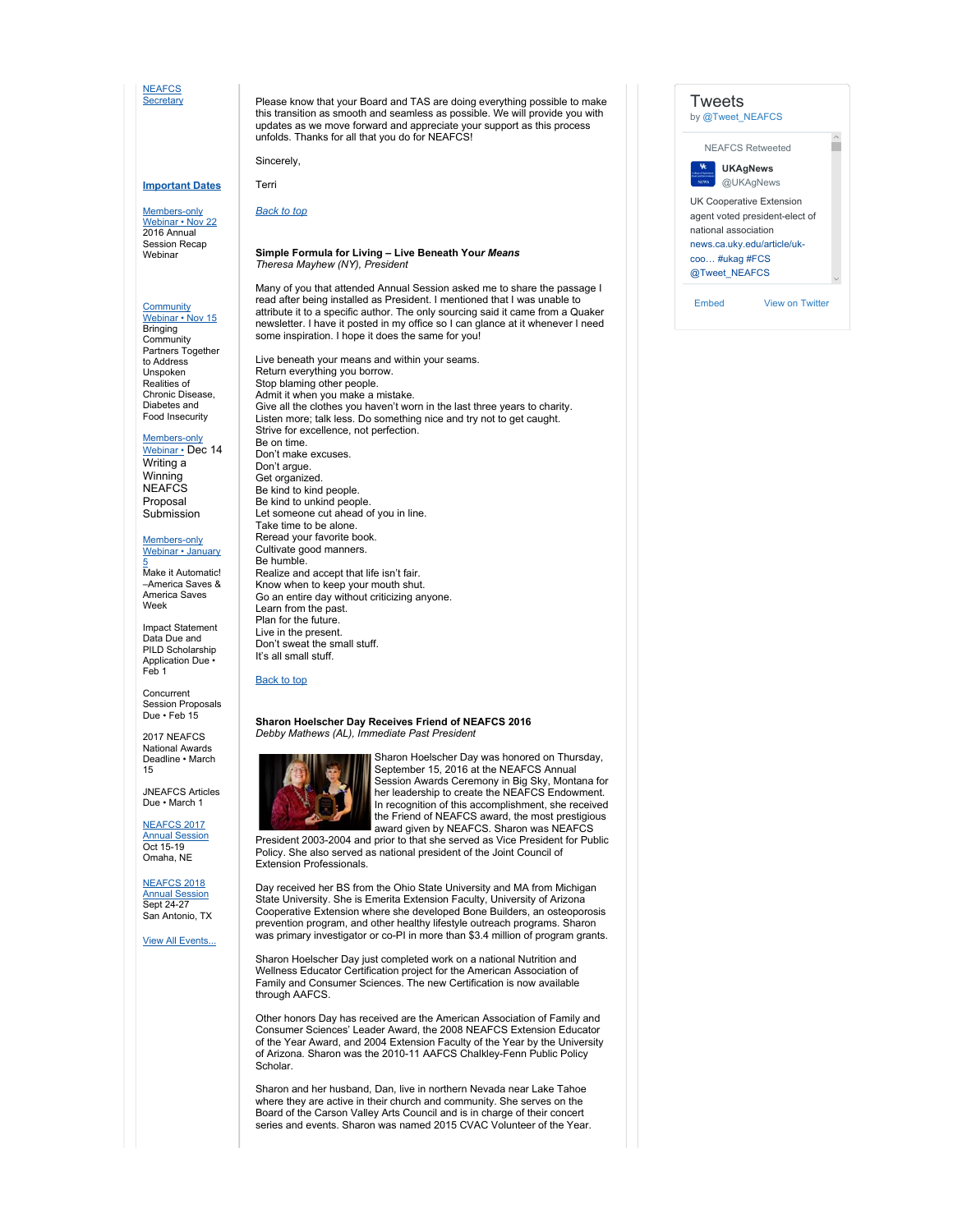[NEAFCS Secretary]

**Important Dates**

Members-only Webinar • Nov 22
2016 Annual Session Recap Webinar

Community Webinar • Nov 15
Bringing Community Partners Together to Address Unspoken Realities of Chronic Disease, Diabetes and Food Insecurity

Members-only Webinar • Dec 14
Writing a Winning NEAFCS Proposal Submission

Members-only Webinar • January 5
Make it Automatic! –America Saves & America Saves Week

Impact Statement Data Due and PILD Scholarship Application Due • Feb 1

Concurrent Session Proposals Due • Feb 15

2017 NEAFCS National Awards Deadline • March 15

JNEAFCS Articles Due • March 1

NEAFCS 2017 Annual Session
Oct 15-19
Omaha, NE

NEAFCS 2018 Annual Session
Sept 24-27
San Antonio, TX

View All Events...

Please know that your Board and TAS are doing everything possible to make this transition as smooth and seamless as possible. We will provide you with updates as we move forward and appreciate your support as this process unfolds. Thanks for all that you do for NEAFCS!

Sincerely,

Terri

Back to top

**Simple Formula for Living – Live Beneath Your *Means***
*Theresa Mayhew (NY), President*

Many of you that attended Annual Session asked me to share the passage I read after being installed as President. I mentioned that I was unable to attribute it to a specific author. The only sourcing said it came from a Quaker newsletter. I have it posted in my office so I can glance at it whenever I need some inspiration. I hope it does the same for you!

Live beneath your means and within your seams.
Return everything you borrow.
Stop blaming other people.
Admit it when you make a mistake.
Give all the clothes you haven't worn in the last three years to charity.
Listen more; talk less. Do something nice and try not to get caught.
Strive for excellence, not perfection.
Be on time.
Don't make excuses.
Don't argue.
Get organized.
Be kind to kind people.
Be kind to unkind people.
Let someone cut ahead of you in line.
Take time to be alone.
Reread your favorite book.
Cultivate good manners.
Be humble.
Realize and accept that life isn't fair.
Know when to keep your mouth shut.
Go an entire day without criticizing anyone.
Learn from the past.
Plan for the future.
Live in the present.
Don't sweat the small stuff.
It's all small stuff.

Back to top

**Sharon Hoelscher Day Receives Friend of NEAFCS 2016**
*Debby Mathews (AL), Immediate Past President*

Sharon Hoelscher Day was honored on Thursday, September 15, 2016 at the NEAFCS Annual Session Awards Ceremony in Big Sky, Montana for her leadership to create the NEAFCS Endowment. In recognition of this accomplishment, she received the Friend of NEAFCS award, the most prestigious award given by NEAFCS. Sharon was NEAFCS President 2003-2004 and prior to that she served as Vice President for Public Policy. She also served as national president of the Joint Council of Extension Professionals.

Day received her BS from the Ohio State University and MA from Michigan State University. She is Emerita Extension Faculty, University of Arizona Cooperative Extension where she developed Bone Builders, an osteoporosis prevention program, and other healthy lifestyle outreach programs. Sharon was primary investigator or co-PI in more than $3.4 million of program grants.

Sharon Hoelscher Day just completed work on a national Nutrition and Wellness Educator Certification project for the American Association of Family and Consumer Sciences. The new Certification is now available through AAFCS.

Other honors Day has received are the American Association of Family and Consumer Sciences' Leader Award, the 2008 NEAFCS Extension Educator of the Year Award, and 2004 Extension Faculty of the Year by the University of Arizona. Sharon was the 2010-11 AAFCS Chalkley-Fenn Public Policy Scholar.

Sharon and her husband, Dan, live in northern Nevada near Lake Tahoe where they are active in their church and community. She serves on the Board of the Carson Valley Arts Council and is in charge of their concert series and events. Sharon was named 2015 CVAC Volunteer of the Year.

**Tweets**
by @Tweet_NEAFCS

NEAFCS Retweeted
UKAgNews @UKAgNews
UK Cooperative Extension agent voted president-elect of national association news.ca.uky.edu/article/uk-coo… #ukag #FCS @Tweet_NEAFCS

Embed | View on Twitter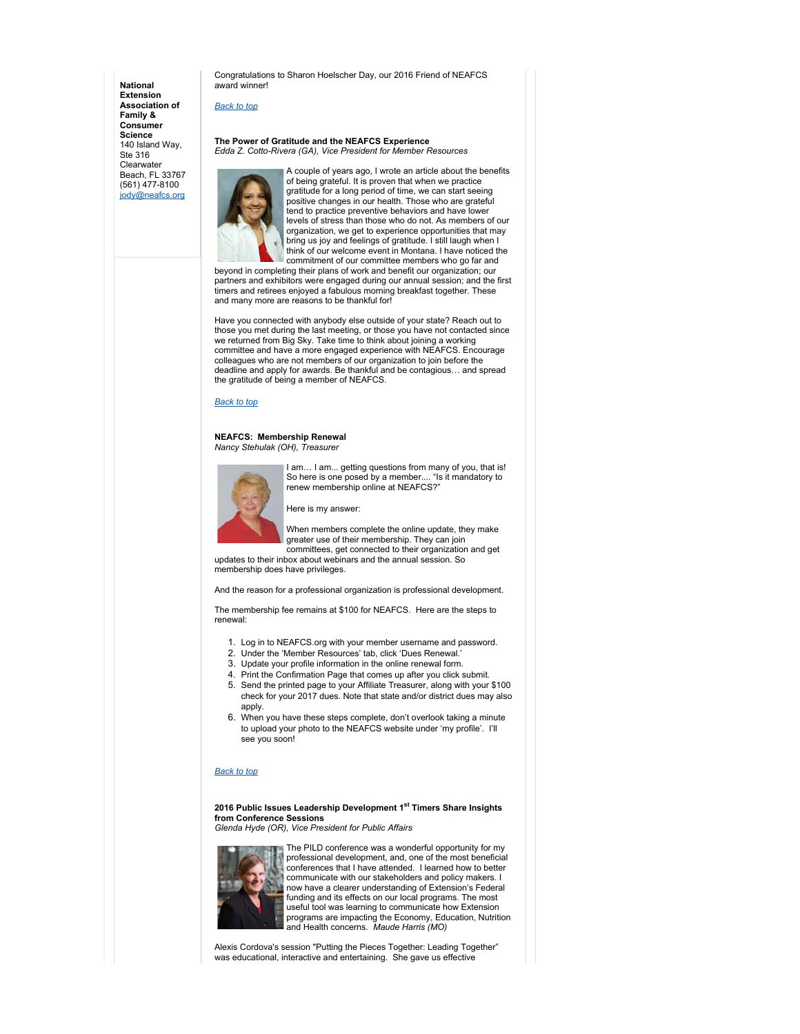**National Extension Association of Family & Consumer Science**
140 Island Way, Ste 316
Clearwater Beach, FL 33767
(561) 477-8100
jody@neafcs.org

Congratulations to Sharon Hoelscher Day, our 2016 Friend of NEAFCS award winner!

Back to top

### The Power of Gratitude and the NEAFCS Experience

*Edda Z. Cotto-Rivera (GA), Vice President for Member Resources*

A couple of years ago, I wrote an article about the benefits of being grateful. It is proven that when we practice gratitude for a long period of time, we can start seeing positive changes in our health. Those who are grateful tend to practice preventive behaviors and have lower levels of stress than those who do not. As members of our organization, we get to experience opportunities that may bring us joy and feelings of gratitude. I still laugh when I think of our welcome event in Montana. I have noticed the commitment of our committee members who go far and beyond in completing their plans of work and benefit our organization; our partners and exhibitors were engaged during our annual session; and the first timers and retirees enjoyed a fabulous morning breakfast together. These and many more are reasons to be thankful for!

Have you connected with anybody else outside of your state? Reach out to those you met during the last meeting, or those you have not contacted since we returned from Big Sky. Take time to think about joining a working committee and have a more engaged experience with NEAFCS. Encourage colleagues who are not members of our organization to join before the deadline and apply for awards. Be thankful and be contagious… and spread the gratitude of being a member of NEAFCS.

Back to top

### NEAFCS: Membership Renewal

*Nancy Stehulak (OH), Treasurer*

I am… I am... getting questions from many of you, that is! So here is one posed by a member.... "Is it mandatory to renew membership online at NEAFCS?"

Here is my answer:

When members complete the online update, they make greater use of their membership. They can join committees, get connected to their organization and get updates to their inbox about webinars and the annual session. So membership does have privileges.

And the reason for a professional organization is professional development.

The membership fee remains at $100 for NEAFCS. Here are the steps to renewal:

1. Log in to NEAFCS.org with your member username and password.
2. Under the 'Member Resources' tab, click 'Dues Renewal.'
3. Update your profile information in the online renewal form.
4. Print the Confirmation Page that comes up after you click submit.
5. Send the printed page to your Affiliate Treasurer, along with your $100 check for your 2017 dues. Note that state and/or district dues may also apply.
6. When you have these steps complete, don't overlook taking a minute to upload your photo to the NEAFCS website under 'my profile'. I'll see you soon!

Back to top

### 2016 Public Issues Leadership Development 1st Timers Share Insights from Conference Sessions

*Glenda Hyde (OR), Vice President for Public Affairs*

The PILD conference was a wonderful opportunity for my professional development, and, one of the most beneficial conferences that I have attended. I learned how to better communicate with our stakeholders and policy makers. I now have a clearer understanding of Extension's Federal funding and its effects on our local programs. The most useful tool was learning to communicate how Extension programs are impacting the Economy, Education, Nutrition and Health concerns. *Maude Harris (MO)*

Alexis Cordova's session "Putting the Pieces Together: Leading Together" was educational, interactive and entertaining. She gave us effective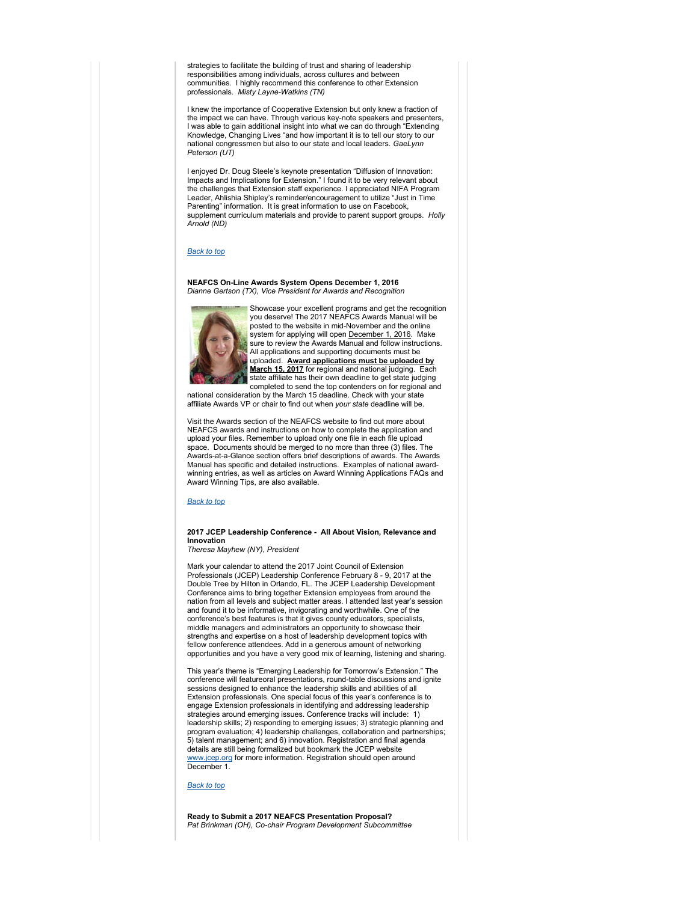strategies to facilitate the building of trust and sharing of leadership responsibilities among individuals, across cultures and between communities. I highly recommend this conference to other Extension professionals. *Misty Layne-Watkins (TN)*

I knew the importance of Cooperative Extension but only knew a fraction of the impact we can have. Through various key-note speakers and presenters, I was able to gain additional insight into what we can do through "Extending Knowledge, Changing Lives "and how important it is to tell our story to our national congressmen but also to our state and local leaders. *GaeLynn Peterson (UT)*

I enjoyed Dr. Doug Steele's keynote presentation "Diffusion of Innovation: Impacts and Implications for Extension." I found it to be very relevant about the challenges that Extension staff experience. I appreciated NIFA Program Leader, Ahlishia Shipley's reminder/encouragement to utilize "Just in Time Parenting" information. It is great information to use on Facebook, supplement curriculum materials and provide to parent support groups. *Holly Arnold (ND)*

*Back to top*

**NEAFCS On-Line Awards System Opens December 1, 2016**
*Dianne Gertson (TX), Vice President for Awards and Recognition*

Showcase your excellent programs and get the recognition you deserve! The 2017 NEAFCS Awards Manual will be posted to the website in mid-November and the online system for applying will open December 1, 2016. Make sure to review the Awards Manual and follow instructions. All applications and supporting documents must be uploaded. **Award applications must be uploaded by March 15, 2017** for regional and national judging. Each state affiliate has their own deadline to get state judging completed to send the top contenders on for regional and national consideration by the March 15 deadline. Check with your state affiliate Awards VP or chair to find out when *your state* deadline will be.

Visit the Awards section of the NEAFCS website to find out more about NEAFCS awards and instructions on how to complete the application and upload your files. Remember to upload only one file in each file upload space. Documents should be merged to no more than three (3) files. The Awards-at-a-Glance section offers brief descriptions of awards. The Awards Manual has specific and detailed instructions. Examples of national award-winning entries, as well as articles on Award Winning Applications FAQs and Award Winning Tips, are also available.

*Back to top*

**2017 JCEP Leadership Conference - All About Vision, Relevance and Innovation**
*Theresa Mayhew (NY), President*

Mark your calendar to attend the 2017 Joint Council of Extension Professionals (JCEP) Leadership Conference February 8 - 9, 2017 at the Double Tree by Hilton in Orlando, FL. The JCEP Leadership Development Conference aims to bring together Extension employees from around the nation from all levels and subject matter areas. I attended last year's session and found it to be informative, invigorating and worthwhile. One of the conference's best features is that it gives county educators, specialists, middle managers and administrators an opportunity to showcase their strengths and expertise on a host of leadership development topics with fellow conference attendees. Add in a generous amount of networking opportunities and you have a very good mix of learning, listening and sharing.

This year's theme is "Emerging Leadership for Tomorrow's Extension." The conference will featureoral presentations, round-table discussions and ignite sessions designed to enhance the leadership skills and abilities of all Extension professionals. One special focus of this year's conference is to engage Extension professionals in identifying and addressing leadership strategies around emerging issues. Conference tracks will include: 1) leadership skills; 2) responding to emerging issues; 3) strategic planning and program evaluation; 4) leadership challenges, collaboration and partnerships; 5) talent management; and 6) innovation. Registration and final agenda details are still being formalized but bookmark the JCEP website www.jcep.org for more information. Registration should open around December 1.

*Back to top*

**Ready to Submit a 2017 NEAFCS Presentation Proposal?**
*Pat Brinkman (OH), Co-chair Program Development Subcommittee*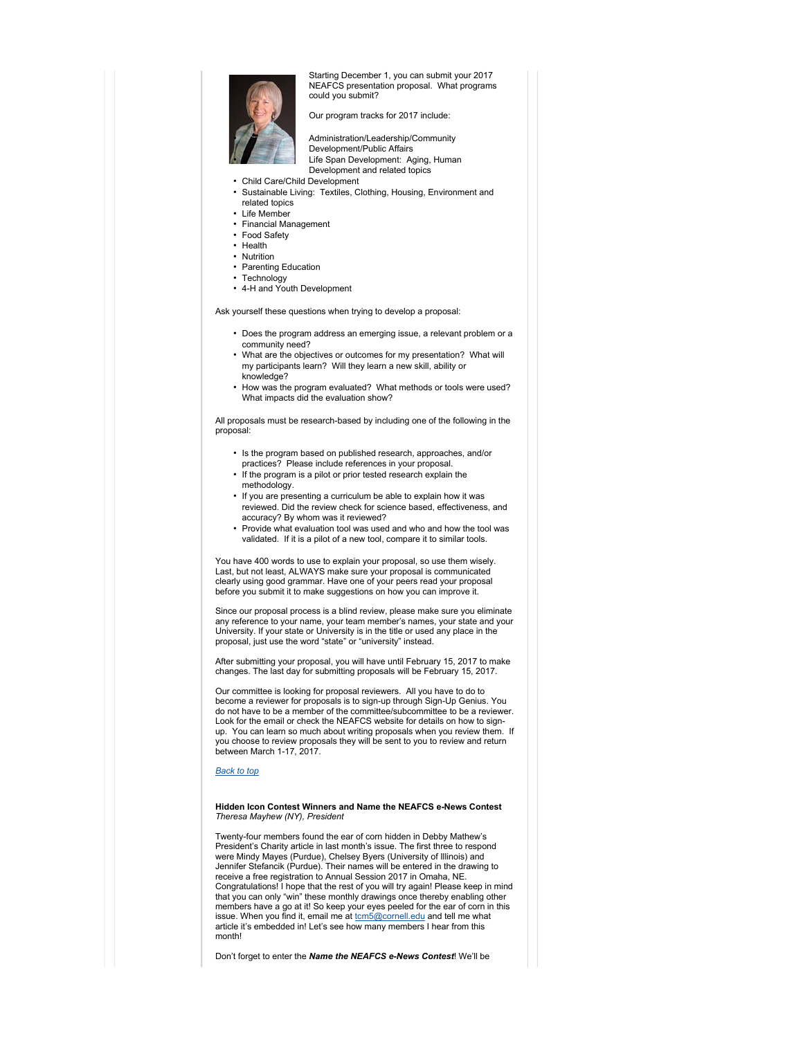Starting December 1, you can submit your 2017 NEAFCS presentation proposal. What programs could you submit?

Our program tracks for 2017 include:

- Administration/Leadership/Community Development/Public Affairs
- Life Span Development: Aging, Human Development and related topics
- Child Care/Child Development
- Sustainable Living: Textiles, Clothing, Housing, Environment and related topics
- Life Member
- Financial Management
- Food Safety
- Health
- Nutrition
- Parenting Education
- Technology
- 4-H and Youth Development

Ask yourself these questions when trying to develop a proposal:

- Does the program address an emerging issue, a relevant problem or a community need?
- What are the objectives or outcomes for my presentation? What will my participants learn? Will they learn a new skill, ability or knowledge?
- How was the program evaluated? What methods or tools were used? What impacts did the evaluation show?

All proposals must be research-based by including one of the following in the proposal:

- Is the program based on published research, approaches, and/or practices? Please include references in your proposal.
- If the program is a pilot or prior tested research explain the methodology.
- If you are presenting a curriculum be able to explain how it was reviewed. Did the review check for science based, effectiveness, and accuracy? By whom was it reviewed?
- Provide what evaluation tool was used and who and how the tool was validated. If it is a pilot of a new tool, compare it to similar tools.

You have 400 words to use to explain your proposal, so use them wisely. Last, but not least, ALWAYS make sure your proposal is communicated clearly using good grammar. Have one of your peers read your proposal before you submit it to make suggestions on how you can improve it.

Since our proposal process is a blind review, please make sure you eliminate any reference to your name, your team member's names, your state and your University. If your state or University is in the title or used any place in the proposal, just use the word "state" or "university" instead.

After submitting your proposal, you will have until February 15, 2017 to make changes. The last day for submitting proposals will be February 15, 2017.

Our committee is looking for proposal reviewers. All you have to do to become a reviewer for proposals is to sign-up through Sign-Up Genius. You do not have to be a member of the committee/subcommittee to be a reviewer. Look for the email or check the NEAFCS website for details on how to sign-up. You can learn so much about writing proposals when you review them. If you choose to review proposals they will be sent to you to review and return between March 1-17, 2017.

*Back to top*

**Hidden Icon Contest Winners and Name the NEAFCS e-News Contest**
*Theresa Mayhew (NY), President*

Twenty-four members found the ear of corn hidden in Debby Mathew's President's Charity article in last month's issue. The first three to respond were Mindy Mayes (Purdue), Chelsey Byers (University of Illinois) and Jennifer Stefancik (Purdue). Their names will be entered in the drawing to receive a free registration to Annual Session 2017 in Omaha, NE. Congratulations! I hope that the rest of you will try again! Please keep in mind that you can only "win" these monthly drawings once thereby enabling other members have a go at it! So keep your eyes peeled for the ear of corn in this issue. When you find it, email me at tcm5@cornell.edu and tell me what article it's embedded in! Let's see how many members I hear from this month!

Don't forget to enter the ***Name the NEAFCS e-News Contest***! We'll be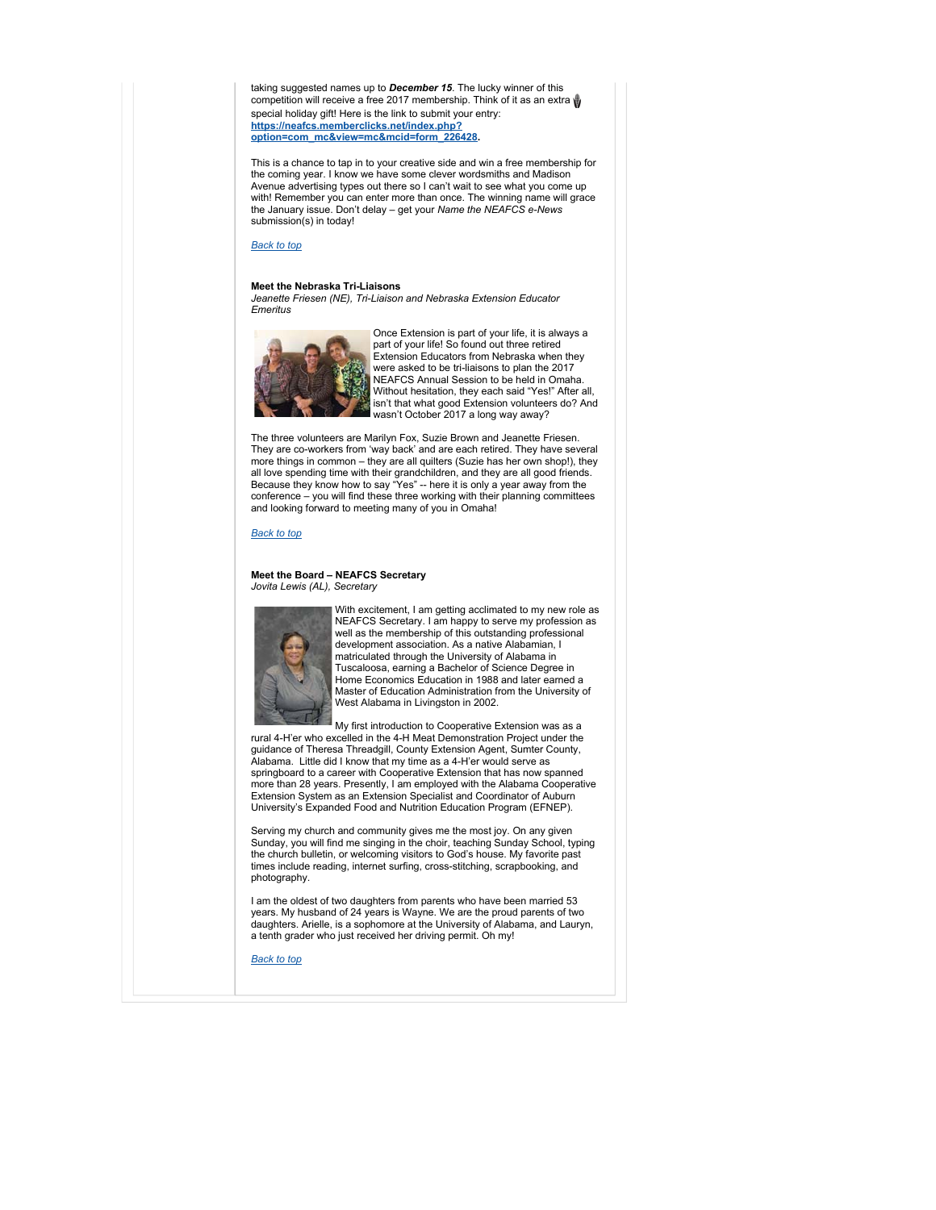taking suggested names up to ***December 15***. The lucky winner of this competition will receive a free 2017 membership. Think of it as an extra special holiday gift! Here is the link to submit your entry: **https://neafcs.memberclicks.net/index.php?option=com_mc&view=mc&mcid=form_226428.**

This is a chance to tap in to your creative side and win a free membership for the coming year. I know we have some clever wordsmiths and Madison Avenue advertising types out there so I can't wait to see what you come up with! Remember you can enter more than once. The winning name will grace the January issue. Don't delay – get your *Name the NEAFCS e-News* submission(s) in today!

*Back to top*

**Meet the Nebraska Tri-Liaisons**
*Jeanette Friesen (NE), Tri-Liaison and Nebraska Extension Educator Emeritus*

Once Extension is part of your life, it is always a part of your life! So found out three retired Extension Educators from Nebraska when they were asked to be tri-liaisons to plan the 2017 NEAFCS Annual Session to be held in Omaha. Without hesitation, they each said "Yes!" After all, isn't that what good Extension volunteers do? And wasn't October 2017 a long way away?

The three volunteers are Marilyn Fox, Suzie Brown and Jeanette Friesen. They are co-workers from 'way back' and are each retired. They have several more things in common – they are all quilters (Suzie has her own shop!), they all love spending time with their grandchildren, and they are all good friends. Because they know how to say "Yes" -- here it is only a year away from the conference – you will find these three working with their planning committees and looking forward to meeting many of you in Omaha!

*Back to top*

**Meet the Board – NEAFCS Secretary**
*Jovita Lewis (AL), Secretary*

With excitement, I am getting acclimated to my new role as NEAFCS Secretary. I am happy to serve my profession as well as the membership of this outstanding professional development association. As a native Alabamian, I matriculated through the University of Alabama in Tuscaloosa, earning a Bachelor of Science Degree in Home Economics Education in 1988 and later earned a Master of Education Administration from the University of West Alabama in Livingston in 2002.

My first introduction to Cooperative Extension was as a rural 4-H'er who excelled in the 4-H Meat Demonstration Project under the guidance of Theresa Threadgill, County Extension Agent, Sumter County, Alabama. Little did I know that my time as a 4-H'er would serve as springboard to a career with Cooperative Extension that has now spanned more than 28 years. Presently, I am employed with the Alabama Cooperative Extension System as an Extension Specialist and Coordinator of Auburn University's Expanded Food and Nutrition Education Program (EFNEP).

Serving my church and community gives me the most joy. On any given Sunday, you will find me singing in the choir, teaching Sunday School, typing the church bulletin, or welcoming visitors to God's house. My favorite past times include reading, internet surfing, cross-stitching, scrapbooking, and photography.

I am the oldest of two daughters from parents who have been married 53 years. My husband of 24 years is Wayne. We are the proud parents of two daughters. Arielle, is a sophomore at the University of Alabama, and Lauryn, a tenth grader who just received her driving permit. Oh my!

*Back to top*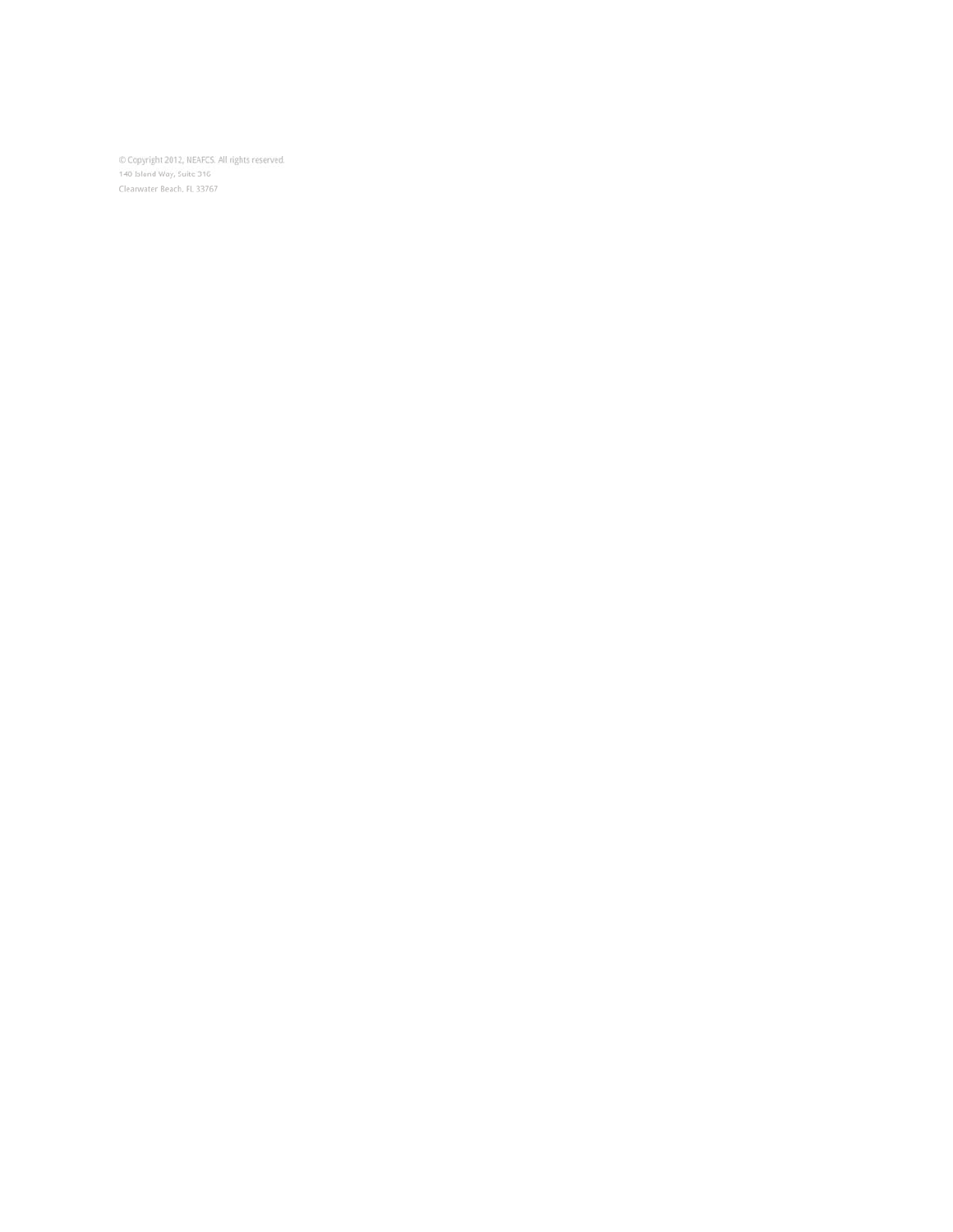© Copyright 2012, NEAFCS. All rights reserved.
140 Island Way, Suite 316
Clearwater Beach, FL 33767